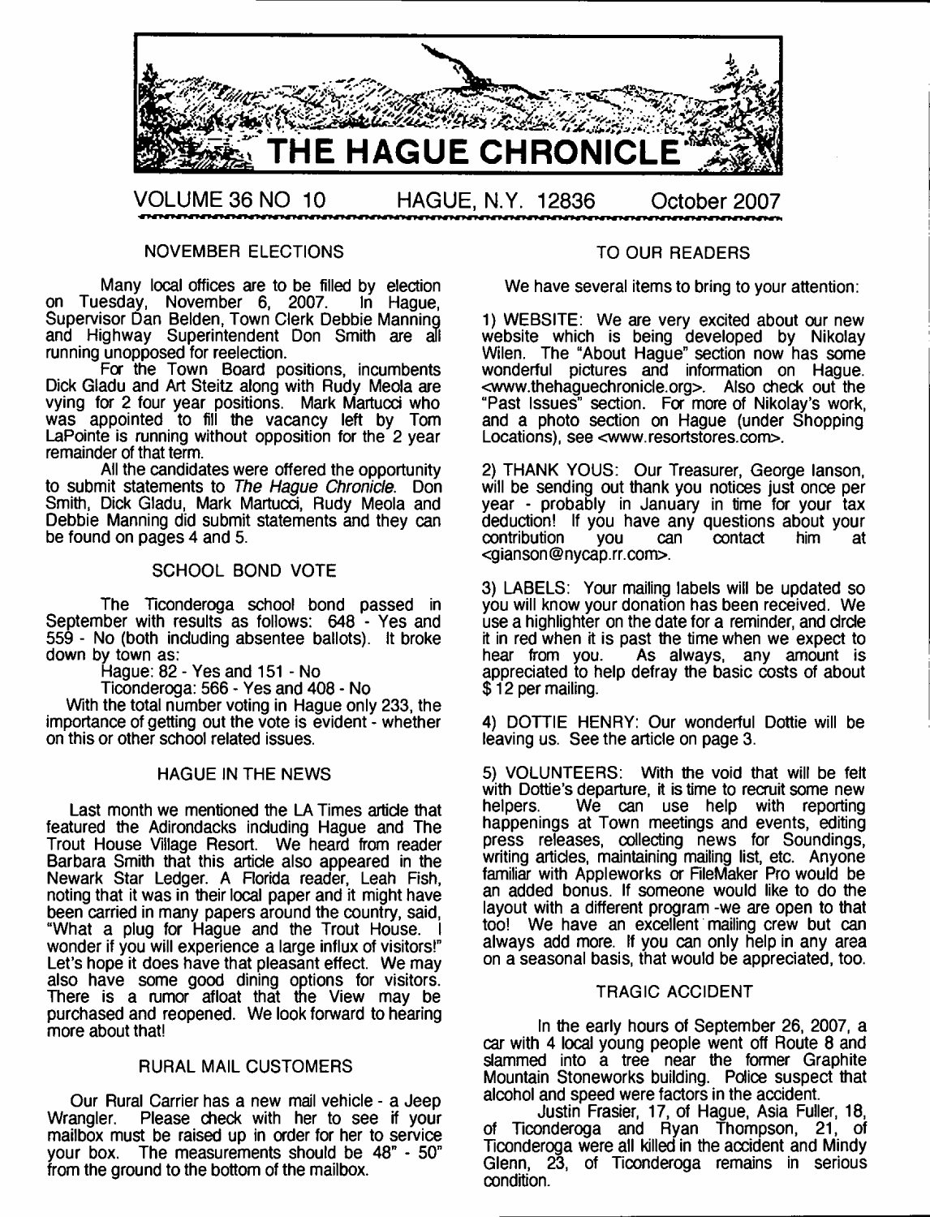# THE HAGUE CHRONICLE

VOLUME 36 NO 10 HAGUE, N.Y. 12836 October 2007

## NOVEMBER ELECTIONS

Many local offices are to be filled by election on Tuesday, November 6, 2007. In Hague, Supervisor Dan Belden, Town Clerk Debbie Manning and Highway Superintendent Don Smith are all running unopposed for reelection.

For the Town Board positions, incumbents Dick Gladu and Art Steitz along with Rudy Meola are vying for 2 four year positions. Mark Martucci who was appointed to fill the vacancy left by Tom LaPointe is running without opposition for the 2 year remainder of that term.

All the candidates were offered the opportunity to submit statements to *The Hague Chronicle.* Don Smith, Dick Gladu, Mark Martucci, Rudy Meola and Debbie Manning did submit statements and they can be found on pages 4 and 5.

## SCHOOL BOND VOTE

The Ticonderoga school bond passed in September with results as follows: 648 - Yes and 559 - No (both including absentee ballots). It broke down by town as:

Hague: 82 - Yes and 151 - No

Ticonderoga: 566 - Yes and 408 - No

With the total number voting in Hague only 233, the importance of getting out the vote is evident - whether on this or other school related issues.

## HAGUE IN THE NEWS

Last month we mentioned the LA Times article that featured the Adirondacks including Hague and The Trout House Village Resort. We heard from reader Barbara Smith that this article also appeared in the Newark Star Ledger. A Florida reader, Leah Fish, noting that it was in their local paper and it might have been carried in many papers around the country, said, "What a plug for Hague and the Trout House. I wonder if you will experience a large influx of visitors!" Let's hope it does have that pleasant effect. We may also have some good dining options for visitors. There is a rumor afloat that the View may be purchased and reopened. We look forward to hearing more about that!

## RURAL MAIL CUSTOMERS

Our Rural Carrier has a new mail vehicle - a Jeep Wrangler. Please check with her to see if your mailbox must be raised up in order for her to service your box. The measurements should be 48" - 50" from the ground to the bottom of the mailbox.

## TO OUR READERS

We have several items to bring to your attention:

1) WEBSITE: We are very excited about our new website which is being developed by Nikolay Wilen. The "About Hague" section now has some wonderful pictures and information on Hague. <www.thehaguechronicle.org>. Also check out the "Past Issues" section. For more of Nikolay's work, and a photo section on Hague (under Shopping Locations), see <www.resortstores.com>.

2) THANK YOUS: Our Treasurer, George Ianson, will be sending out thank you notices just once per year - probably in January in time for your tax deduction! If you have any questions about your contribution you can contact him at <gianson@nycap.rr.com>.

3) LABELS: Your mailing labels will be updated so you will know your donation has been received. We use a highlighter on the date for a reminder, and circle it in red when it is past the time when we expect to hear from you. As always, any amount is appreciated to help defray the basic costs of about $ 12 per mailing.

4) DOTTIE HENRY: Our wonderful Dottie will be leaving us. See the article on page 3.

5) VOLUNTEERS: With the void that will be felt with Dottie's departure, it is time to recruit some new helpers. We can use help with reporting happenings at Town meetings and events, editing press releases, collecting news for Soundings, writing articles, maintaining mailing list, etc. Anyone familiar with Appleworks or FileMaker Pro would be an added bonus. If someone would like to do the layout with a different program -we are open to that too! We have an excellent mailing crew but can always add more. If you can only help in any area on a seasonal basis, that would be appreciated, too.

## TRAGIC ACCIDENT

In the early hours of September 26, 2007, a car with 4 local young people went off Route 8 and slammed into a tree near the former Graphite Mountain Stoneworks building. Police suspect that alcohol and speed were factors in the accident.

Justin Frasier, 17, of Hague, Asia Fuller, 18, of Ticonderoga and Ryan Thompson, 21, of Ticonderoga were all killed in the accident and Mindy Glenn, 23, of Ticonderoga remains in serious condition.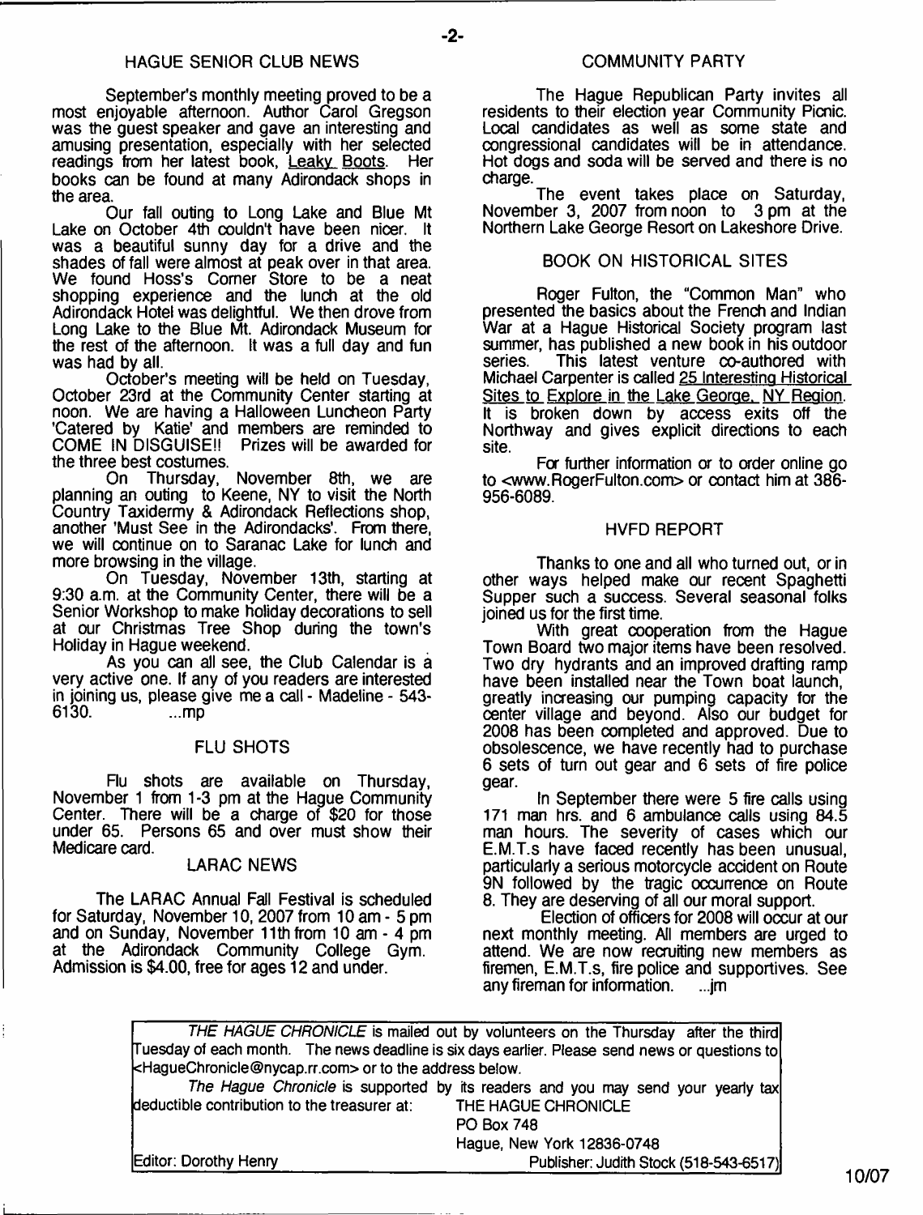## HAGUE SENIOR CLUB NEWS

September's monthly meeting proved to be a most enjoyable afternoon. Author Carol Gregson was the guest speaker and gave an interesting and amusing presentation, especially with her selected readings from her latest book, Leaky Boots. Her books can be found at many Adirondack shops in the area.

Our fall outing to Long Lake and Blue Mt Lake on October 4th couldn't have been nicer. It was a beautiful sunny day for a drive and the shades of fall were almost at peak over in that area. We found Hoss's Corner Store to be a neat shopping experience and the lunch at the old Adirondack Hotel was delightful. We then drove from Long Lake to the Blue Mt. Adirondack Museum for the rest of the afternoon. It was a full day and fun was had by all.

October's meeting will be held on Tuesday, October 23rd at the Community Center starting at noon. We are having a Halloween Luncheon Party 'Catered by Katie' and members are reminded to COME IN DISGUISE!! Prizes will be awarded for the three best costumes.

On Thursday, November 8th, we are planning an outing to Keene, NY to visit the North Country Taxidermy & Adirondack Reflections shop, another 'Must See in the Adirondacks'. From there, we will continue on to Saranac Lake for lunch and more browsing in the village.

On Tuesday, November 13th, starting at 9:30 a.m. at the Community Center, there will be a Senior Workshop to make holiday decorations to sell at our Christmas Tree Shop during the town's Holiday in Hague weekend.

As you can all see, the Club Calendar is a very active one. If any of you readers are interested in joining us, please give me a call - Madeline - 543-6130. ...mp

## FLU SHOTS

Flu shots are available on Thursday, November 1 from 1-3 pm at the Hague Community Center. There will be a charge of $20 for those under 65. Persons 65 and over must show their Medicare card.

## LARAC NEWS

The LARAC Annual Fall Festival is scheduled for Saturday, November 10, 2007 from 10 am - 5 pm and on Sunday, November 11th from 10 am - 4 pm at the Adirondack Community College Gym. Admission is $4.00, free for ages 12 and under.

## COMMUNITY PARTY

The Hague Republican Party invites all residents to their election year Community Picnic. Local candidates as well as some state and congressional candidates will be in attendance. Hot dogs and soda will be served and there is no charge.

The event takes place on Saturday, November 3, 2007 from noon to 3 pm at the Northern Lake George Resort on Lakeshore Drive.

## BOOK ON HISTORICAL SITES

Roger Fulton, the "Common Man" who presented the basics about the French and Indian War at a Hague Historical Society program last summer, has published a new book in his outdoor series. This latest venture co-authored with Michael Carpenter is called 25 Interesting Historical Sites to Explore in the Lake George, NY Region. It is broken down by access exits off the Northway and gives explicit directions to each site.

For further information or to order online go to <www.RogerFulton.com> or contact him at 386-956-6089.

## HVFD REPORT

Thanks to one and all who turned out, or in other ways helped make our recent Spaghetti Supper such a success. Several seasonal folks joined us for the first time.

With great cooperation from the Hague Town Board two major items have been resolved. Two dry hydrants and an improved drafting ramp have been installed near the Town boat launch, greatly increasing our pumping capacity for the center village and beyond. Also our budget for 2008 has been completed and approved. Due to obsolescence, we have recently had to purchase 6 sets of turn out gear and 6 sets of fire police gear.

In September there were 5 fire calls using 171 man hrs. and 6 ambulance calls using 84.5 man hours. The severity of cases which our E.M.T.s have faced recently has been unusual, particularly a serious motorcycle accident on Route 9N followed by the tragic occurrence on Route 8. They are deserving of all our moral support.

Election of officers for 2008 will occur at our next monthly meeting. All members are urged to attend. We are now recruiting new members as firemen, E.M.T.s, fire police and supportives. See any fireman for information. ...jm

---

*THE HAGUE CHRONICLE* is mailed out by volunteers on the Thursday after the third Tuesday of each month. The news deadline is six days earlier. Please send news or questions to <HagueChronicle@nycap.rr.com> or to the address below.

*The Hague Chronicle* is supported by its readers and you may send your yearly tax deductible contribution to the treasurer at:

THE HAGUE CHRONICLE
PO Box 748
Hague, New York 12836-0748

Editor: Dorothy Henry — Publisher: Judith Stock (518-543-6517)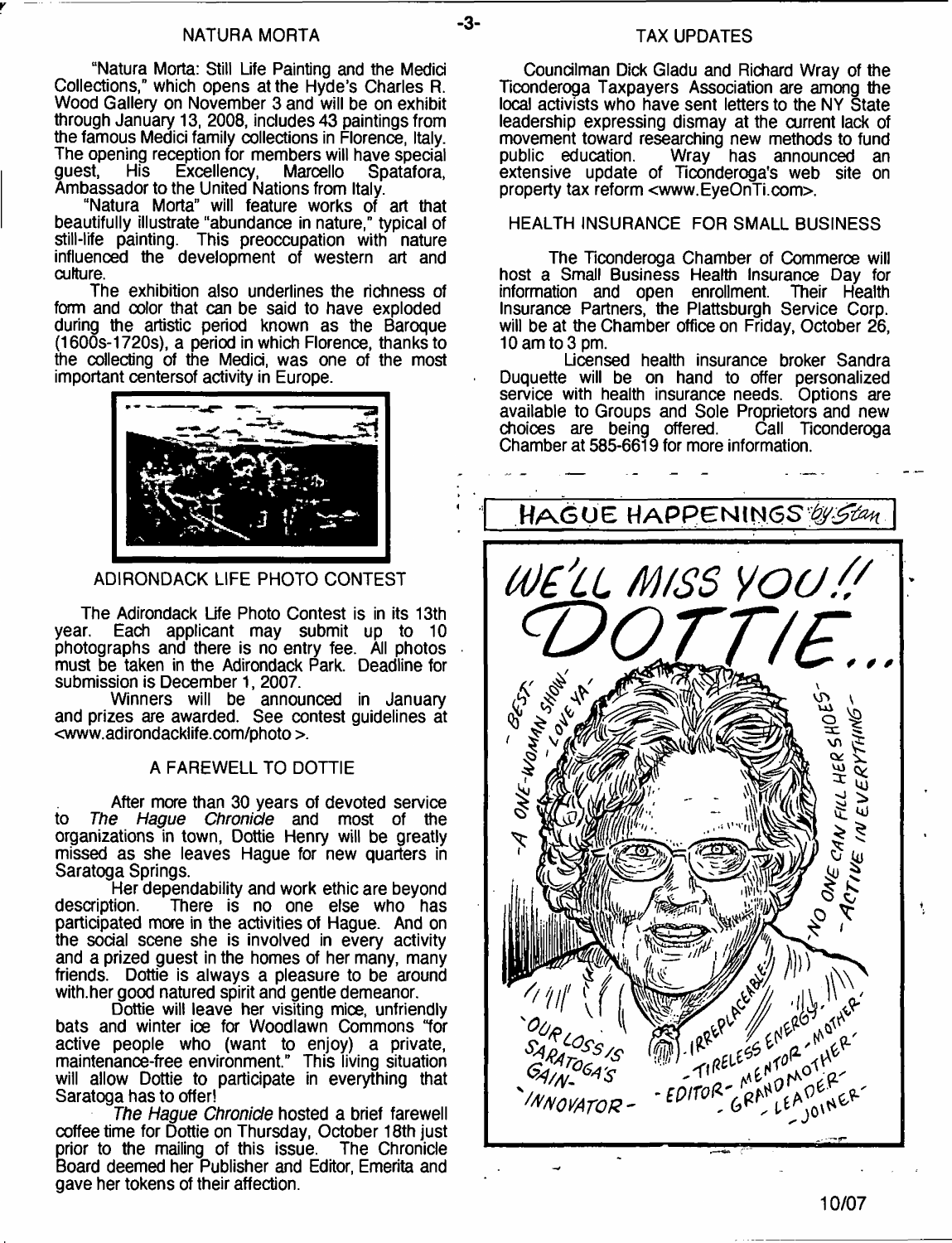## NATURA MORTA

"Natura Morta: Still Life Painting and the Medici Collections," which opens at the Hyde's Charles R. Wood Gallery on November 3 and will be on exhibit through January 13, 2008, includes 43 paintings from the famous Medici family collections in Florence, Italy. The opening reception for members will have special guest, His Excellency, Marcello Spatafora, Ambassador to the United Nations from Italy.

"Natura Morta" will feature works of art that beautifully illustrate "abundance in nature," typical of still-life painting. This preoccupation with nature influenced the development of western art and culture.

The exhibition also underlines the richness of form and color that can be said to have exploded during the artistic period known as the Baroque (1600s-1720s), a period in which Florence, thanks to the collecting of the Medici, was one of the most important centersof activity in Europe.

## ADIRONDACK LIFE PHOTO CONTEST

The Adirondack Life Photo Contest is in its 13th year. Each applicant may submit up to 10 photographs and there is no entry fee. All photos must be taken in the Adirondack Park. Deadline for submission is December 1, 2007.

Winners will be announced in January and prizes are awarded. See contest guidelines at <www.adirondacklife.com/photo >.

## A FAREWELL TO DOTTIE

After more than 30 years of devoted service to *The Hague Chronicle* and most of the organizations in town, Dottie Henry will be greatly missed as she leaves Hague for new quarters in Saratoga Springs.

Her dependability and work ethic are beyond description. There is no one else who has participated more in the activities of Hague. And on the social scene she is involved in every activity and a prized guest in the homes of her many, many friends. Dottie is always a pleasure to be around with.her good natured spirit and gentle demeanor.

Dottie will leave her visiting mice, unfriendly bats and winter ice for Woodlawn Commons "for active people who (want to enjoy) a private, maintenance-free environment." This living situation will allow Dottie to participate in everything that Saratoga has to offer!

*The Hague Chronicle* hosted a brief farewell coffee time for Dottie on Thursday, October 18th just prior to the mailing of this issue. The Chronicle Board deemed her Publisher and Editor, Emerita and gave her tokens of their affection.

## TAX UPDATES

Councilman Dick Gladu and Richard Wray of the Ticonderoga Taxpayers Association are among the local activists who have sent letters to the NY State leadership expressing dismay at the current lack of movement toward researching new methods to fund public education. Wray has announced an extensive update of Ticonderoga's web site on property tax reform <www.EyeOnTi.com>.

## HEALTH INSURANCE FOR SMALL BUSINESS

The Ticonderoga Chamber of Commerce will host a Small Business Health Insurance Day for information and open enrollment. Their Health Insurance Partners, the Plattsburgh Service Corp. will be at the Chamber office on Friday, October 26, 10 am to 3 pm.

Licensed health insurance broker Sandra Duquette will be on hand to offer personalized service with health insurance needs. Options are available to Groups and Sole Proprietors and new choices are being offered. Call Ticonderoga Chamber at 585-6619 for more information.

## HAGUE HAPPENINGS by Stan

WE'LL MISS YOU!! DOTTIE...

- A ONE-WOMAN SHOW - LOVE YA - BEST -

- NO ONE CAN FILL HER SHOES - ACTIVE IN EVERYTHING -

OUR LOSS IS SARATOGA'S GAIN - INNOVATOR - IRREPLACEABLE - TIRELESS ENERGY - MOTHER - EDITOR - MENTOR - GRANDMOTHER - LEADER - JOINER -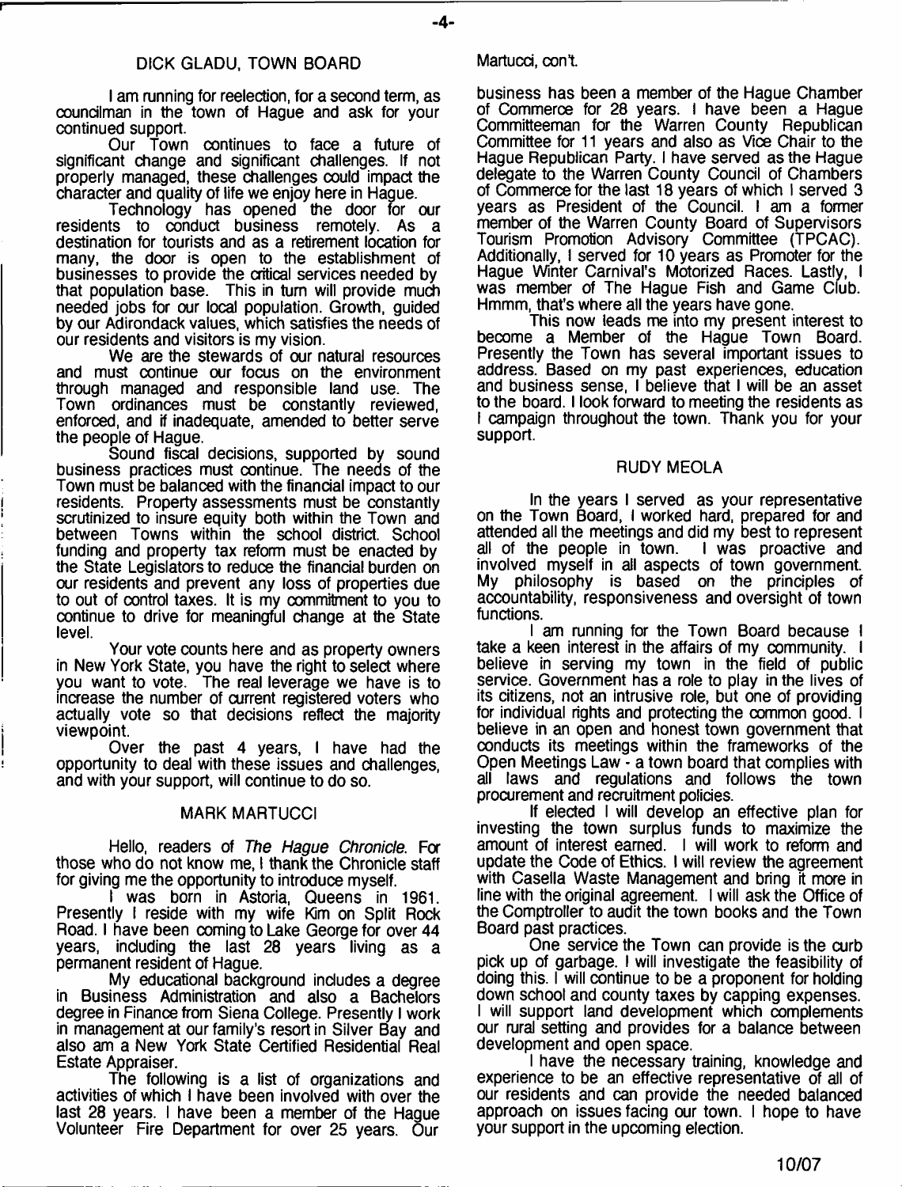## DICK GLADU, TOWN BOARD

I am running for reelection, for a second term, as councilman in the town of Hague and ask for your continued support.

Our Town continues to face a future of significant change and significant challenges. If not properly managed, these challenges could impact the character and quality of life we enjoy here in Hague.

Technology has opened the door for our residents to conduct business remotely. As a destination for tourists and as a retirement location for many, the door is open to the establishment of businesses to provide the critical services needed by that population base. This in turn will provide much needed jobs for our local population. Growth, guided by our Adirondack values, which satisfies the needs of our residents and visitors is my vision.

We are the stewards of our natural resources and must continue our focus on the environment through managed and responsible land use. The Town ordinances must be constantly reviewed, enforced, and if inadequate, amended to better serve the people of Hague.

Sound fiscal decisions, supported by sound business practices must continue. The needs of the Town must be balanced with the financial impact to our residents. Property assessments must be constantly scrutinized to insure equity both within the Town and between Towns within the school district. School funding and property tax reform must be enacted by the State Legislators to reduce the financial burden on our residents and prevent any loss of properties due to out of control taxes. It is my commitment to you to continue to drive for meaningful change at the State level.

Your vote counts here and as property owners in New York State, you have the right to select where you want to vote. The real leverage we have is to increase the number of current registered voters who actually vote so that decisions reflect the majority viewpoint.

Over the past 4 years, I have had the opportunity to deal with these issues and challenges, and with your support, will continue to do so.

## MARK MARTUCCI

Hello, readers of *The Hague Chronicle*. For those who do not know me, I thank the Chronicle staff for giving me the opportunity to introduce myself.

I was born in Astoria, Queens in 1961. Presently I reside with my wife Kim on Split Rock Road. I have been coming to Lake George for over 44 years, including the last 28 years living as a permanent resident of Hague.

My educational background includes a degree in Business Administration and also a Bachelors degree in Finance from Siena College. Presently I work in management at our family's resort in Silver Bay and also am a New York State Certified Residential Real Estate Appraiser.

The following is a list of organizations and activities of which I have been involved with over the last 28 years. I have been a member of the Hague Volunteer Fire Department for over 25 years. Our business has been a member of the Hague Chamber of Commerce for 28 years. I have been a Hague Committeeman for the Warren County Republican Committee for 11 years and also as Vice Chair to the Hague Republican Party. I have served as the Hague delegate to the Warren County Council of Chambers of Commerce for the last 18 years of which I served 3 years as President of the Council. I am a former member of the Warren County Board of Supervisors Tourism Promotion Advisory Committee (TPCAC). Additionally, I served for 10 years as Promoter for the Hague Winter Carnival's Motorized Races. Lastly, I was member of The Hague Fish and Game Club. Hmmm, that's where all the years have gone.

This now leads me into my present interest to become a Member of the Hague Town Board. Presently the Town has several important issues to address. Based on my past experiences, education and business sense, I believe that I will be an asset to the board. I look forward to meeting the residents as I campaign throughout the town. Thank you for your support.

## RUDY MEOLA

In the years I served as your representative on the Town Board, I worked hard, prepared for and attended all the meetings and did my best to represent all of the people in town. I was proactive and involved myself in all aspects of town government. My philosophy is based on the principles of accountability, responsiveness and oversight of town functions.

I am running for the Town Board because I take a keen interest in the affairs of my community. I believe in serving my town in the field of public service. Government has a role to play in the lives of its citizens, not an intrusive role, but one of providing for individual rights and protecting the common good. I believe in an open and honest town government that conducts its meetings within the frameworks of the Open Meetings Law - a town board that complies with all laws and regulations and follows the town procurement and recruitment policies.

If elected I will develop an effective plan for investing the town surplus funds to maximize the amount of interest earned. I will work to reform and update the Code of Ethics. I will review the agreement with Casella Waste Management and bring it more in line with the original agreement. I will ask the Office of the Comptroller to audit the town books and the Town Board past practices.

One service the Town can provide is the curb pick up of garbage. I will investigate the feasibility of doing this. I will continue to be a proponent for holding down school and county taxes by capping expenses. I will support land development which complements our rural setting and provides for a balance between development and open space.

I have the necessary training, knowledge and experience to be an effective representative of all of our residents and can provide the needed balanced approach on issues facing our town. I hope to have your support in the upcoming election.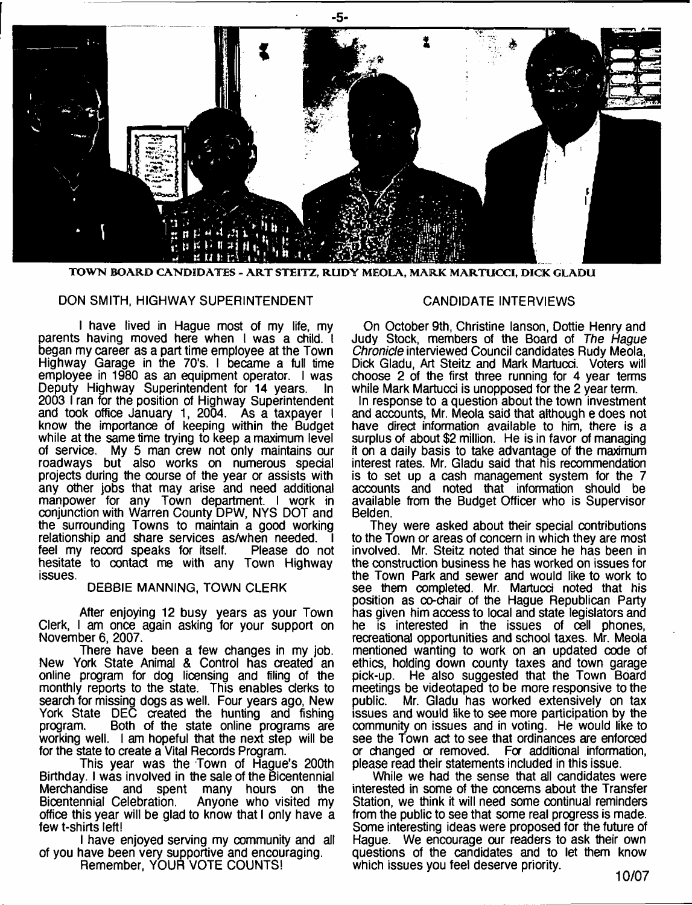TOWN BOARD CANDIDATES - ART STEITZ, RUDY MEOLA, MARK MARTUCCI, DICK GLADU

## DON SMITH, HIGHWAY SUPERINTENDENT

I have lived in Hague most of my life, my parents having moved here when I was a child. I began my career as a part time employee at the Town Highway Garage in the 70's. I became a full time employee in 1980 as an equipment operator. I was Deputy Highway Superintendent for 14 years. In 2003 I ran for the position of Highway Superintendent and took office January 1, 2004. As a taxpayer I know the importance of keeping within the Budget while at the same time trying to keep a maximum level of service. My 5 man crew not only maintains our roadways but also works on numerous special projects during the course of the year or assists with any other jobs that may arise and need additional manpower for any Town department. I work in conjunction with Warren County DPW, NYS DOT and the surrounding Towns to maintain a good working relationship and share services as/when needed. I feel my record speaks for itself. Please do not hesitate to contact me with any Town Highway issues.

## DEBBIE MANNING, TOWN CLERK

After enjoying 12 busy years as your Town Clerk, I am once again asking for your support on November 6, 2007.

There have been a few changes in my job. New York State Animal & Control has created an online program for dog licensing and filing of the monthly reports to the state. This enables clerks to search for missing dogs as well. Four years ago, New York State DEC created the hunting and fishing program. Both of the state online programs are working well. I am hopeful that the next step will be for the state to create a Vital Records Program.

This year was the Town of Hague's 200th Birthday. I was involved in the sale of the Bicentennial Merchandise and spent many hours on the Bicentennial Celebration. Anyone who visited my office this year will be glad to know that I only have a few t-shirts left!

I have enjoyed serving my community and all of you have been very supportive and encouraging.

Remember, YOUR VOTE COUNTS!

## CANDIDATE INTERVIEWS

On October 9th, Christine Ianson, Dottie Henry and Judy Stock, members of the Board of *The Hague Chronicle* interviewed Council candidates Rudy Meola, Dick Gladu, Art Steitz and Mark Martucci. Voters will choose 2 of the first three running for 4 year terms while Mark Martucci is unopposed for the 2 year term.

In response to a question about the town investment and accounts, Mr. Meola said that although e does not have direct information available to him, there is a surplus of about $2 million. He is in favor of managing it on a daily basis to take advantage of the maximum interest rates. Mr. Gladu said that his recommendation is to set up a cash management system for the 7 accounts and noted that information should be available from the Budget Officer who is Supervisor Belden.

They were asked about their special contributions to the Town or areas of concern in which they are most involved. Mr. Steitz noted that since he has been in the construction business he has worked on issues for the Town Park and sewer and would like to work to see them completed. Mr. Martucci noted that his position as co-chair of the Hague Republican Party has given him access to local and state legislators and he is interested in the issues of cell phones, recreational opportunities and school taxes. Mr. Meola mentioned wanting to work on an updated code of ethics, holding down county taxes and town garage pick-up. He also suggested that the Town Board meetings be videotaped to be more responsive to the public. Mr. Gladu has worked extensively on tax issues and would like to see more participation by the community on issues and in voting. He would like to see the Town act to see that ordinances are enforced or changed or removed. For additional information, please read their statements included in this issue.

While we had the sense that all candidates were interested in some of the concerns about the Transfer Station, we think it will need some continual reminders from the public to see that some real progress is made. Some interesting ideas were proposed for the future of Hague. We encourage our readers to ask their own questions of the candidates and to let them know which issues you feel deserve priority.

10/07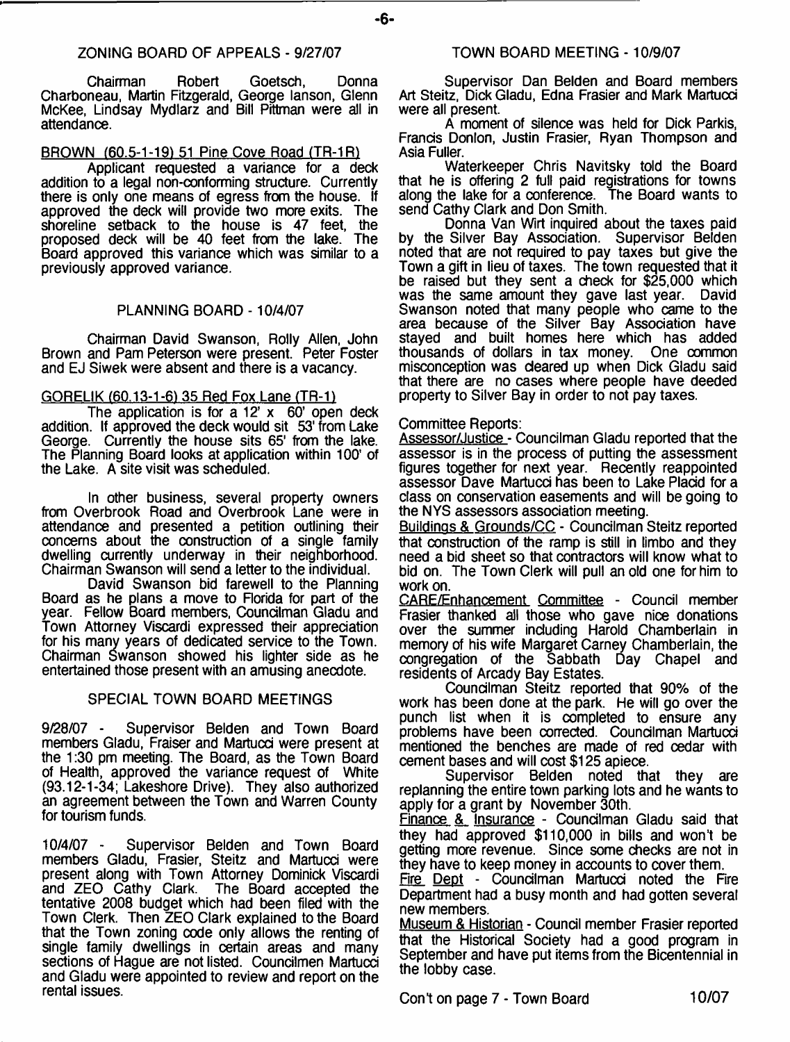## ZONING BOARD OF APPEALS - 9/27/07

Chairman Robert Goetsch, Donna Charboneau, Martin Fitzgerald, George Ianson, Glenn McKee, Lindsay Mydlarz and Bill Pittman were all in attendance.

BROWN (60.5-1-19) 51 Pine Cove Road (TR-1R)

Applicant requested a variance for a deck addition to a legal non-conforming structure. Currently there is only one means of egress from the house. If approved the deck will provide two more exits. The shoreline setback to the house is 47 feet, the proposed deck will be 40 feet from the lake. The Board approved this variance which was similar to a previously approved variance.

## PLANNING BOARD - 10/4/07

Chairman David Swanson, Rolly Allen, John Brown and Pam Peterson were present. Peter Foster and EJ Siwek were absent and there is a vacancy.

GORELIK (60.13-1-6) 35 Red Fox Lane (TR-1)

The application is for a 12' x 60' open deck addition. If approved the deck would sit 53' from Lake George. Currently the house sits 65' from the lake. The Planning Board looks at application within 100' of the Lake. A site visit was scheduled.

In other business, several property owners from Overbrook Road and Overbrook Lane were in attendance and presented a petition outlining their concerns about the construction of a single family dwelling currently underway in their neighborhood. Chairman Swanson will send a letter to the individual.

David Swanson bid farewell to the Planning Board as he plans a move to Florida for part of the year. Fellow Board members, Councilman Gladu and Town Attorney Viscardi expressed their appreciation for his many years of dedicated service to the Town. Chairman Swanson showed his lighter side as he entertained those present with an amusing anecdote.

## SPECIAL TOWN BOARD MEETINGS

9/28/07 - Supervisor Belden and Town Board members Gladu, Fraiser and Martucci were present at the 1:30 pm meeting. The Board, as the Town Board of Health, approved the variance request of White (93.12-1-34; Lakeshore Drive). They also authorized an agreement between the Town and Warren County for tourism funds.

10/4/07 - Supervisor Belden and Town Board members Gladu, Frasier, Steitz and Martucci were present along with Town Attorney Dominick Viscardi and ZEO Cathy Clark. The Board accepted the tentative 2008 budget which had been filed with the Town Clerk. Then ZEO Clark explained to the Board that the Town zoning code only allows the renting of single family dwellings in certain areas and many sections of Hague are not listed. Councilmen Martucci and Gladu were appointed to review and report on the rental issues.

## TOWN BOARD MEETING - 10/9/07

Supervisor Dan Belden and Board members Art Steitz, Dick Gladu, Edna Frasier and Mark Martucci were all present.

A moment of silence was held for Dick Parkis, Francis Donlon, Justin Frasier, Ryan Thompson and Asia Fuller.

Waterkeeper Chris Navitsky told the Board that he is offering 2 full paid registrations for towns along the lake for a conference. The Board wants to send Cathy Clark and Don Smith.

Donna Van Wirt inquired about the taxes paid by the Silver Bay Association. Supervisor Belden noted that are not required to pay taxes but give the Town a gift in lieu of taxes. The town requested that it be raised but they sent a check for $25,000 which was the same amount they gave last year. David Swanson noted that many people who came to the area because of the Silver Bay Association have stayed and built homes here which has added thousands of dollars in tax money. One common misconception was cleared up when Dick Gladu said that there are no cases where people have deeded property to Silver Bay in order to not pay taxes.

Committee Reports:

Assessor/Justice - Councilman Gladu reported that the assessor is in the process of putting the assessment figures together for next year. Recently reappointed assessor Dave Martucci has been to Lake Placid for a class on conservation easements and will be going to the NYS assessors association meeting.

Buildings & Grounds/CC - Councilman Steitz reported that construction of the ramp is still in limbo and they need a bid sheet so that contractors will know what to bid on. The Town Clerk will pull an old one for him to work on.

CARE/Enhancement Committee - Council member Frasier thanked all those who gave nice donations over the summer including Harold Chamberlain in memory of his wife Margaret Carney Chamberlain, the congregation of the Sabbath Day Chapel and residents of Arcady Bay Estates.

Councilman Steitz reported that 90% of the work has been done at the park. He will go over the punch list when it is completed to ensure any problems have been corrected. Councilman Martucci mentioned the benches are made of red cedar with cement bases and will cost $125 apiece.

Supervisor Belden noted that they are replanning the entire town parking lots and he wants to apply for a grant by November 30th.

Finance & Insurance - Councilman Gladu said that they had approved $110,000 in bills and won't be getting more revenue. Since some checks are not in they have to keep money in accounts to cover them.

Fire Dept - Councilman Martucci noted the Fire Department had a busy month and had gotten several new members.

Museum & Historian - Council member Frasier reported that the Historical Society had a good program in September and have put items from the Bicentennial in the lobby case.

Con't on page 7 - Town Board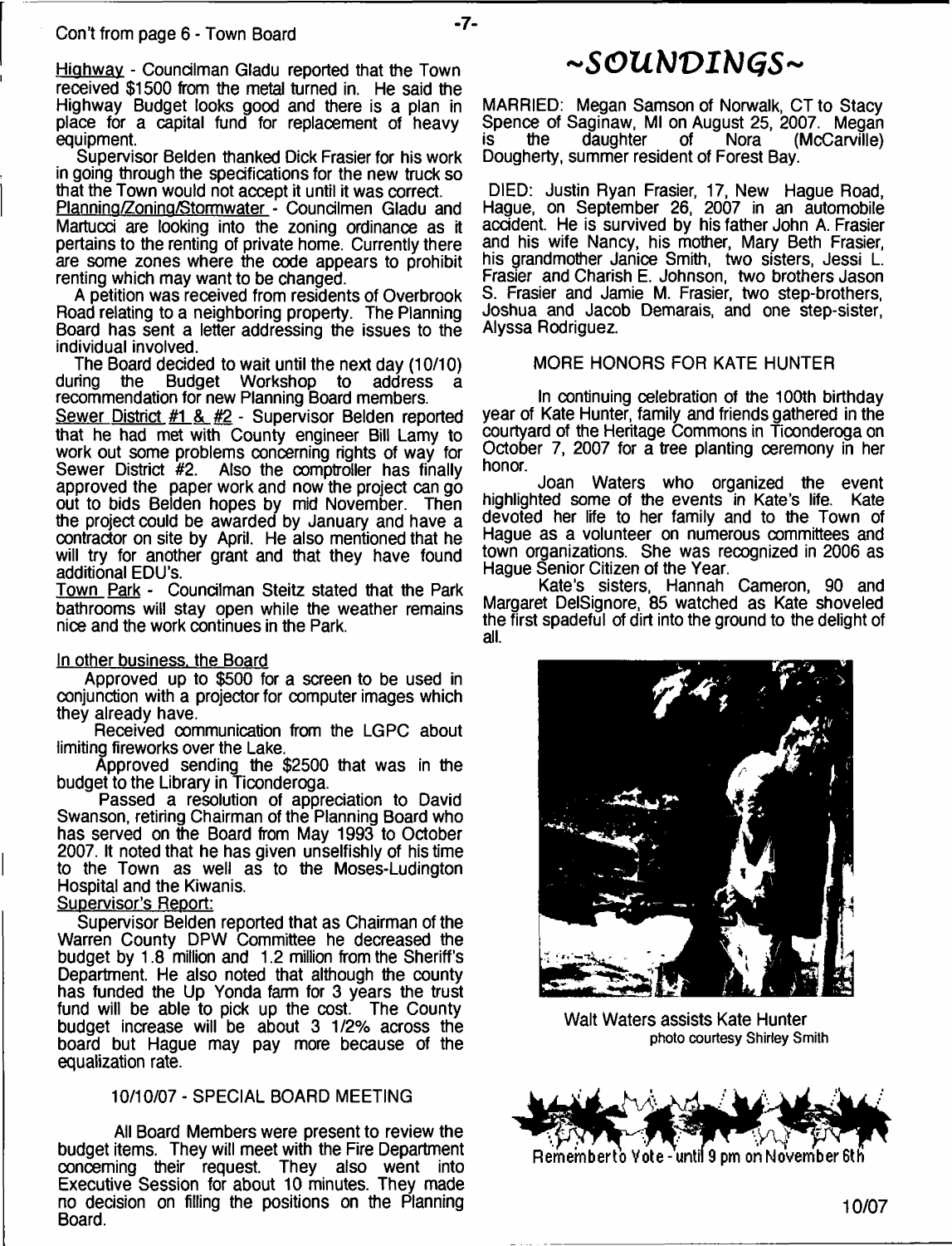Con't from page 6 - Town Board

Highway - Councilman Gladu reported that the Town received $1500 from the metal turned in. He said the Highway Budget looks good and there is a plan in place for a capital fund for replacement of heavy equipment.

Supervisor Belden thanked Dick Frasier for his work in going through the specifications for the new truck so that the Town would not accept it until it was correct.

Planning/Zoning/Stormwater - Councilmen Gladu and Martucci are looking into the zoning ordinance as it pertains to the renting of private home. Currently there are some zones where the code appears to prohibit renting which may want to be changed.

A petition was received from residents of Overbrook Road relating to a neighboring property. The Planning Board has sent a letter addressing the issues to the individual involved.

The Board decided to wait until the next day (10/10) during the Budget Workshop to address a recommendation for new Planning Board members.

Sewer District #1 & #2 - Supervisor Belden reported that he had met with County engineer Bill Lamy to work out some problems concerning rights of way for Sewer District #2. Also the comptroller has finally approved the paper work and now the project can go out to bids Belden hopes by mid November. Then the project could be awarded by January and have a contractor on site by April. He also mentioned that he will try for another grant and that they have found additional EDU's.

Town Park - Councilman Steitz stated that the Park bathrooms will stay open while the weather remains nice and the work continues in the Park.

In other business, the Board

Approved up to $500 for a screen to be used in conjunction with a projector for computer images which they already have.

Received communication from the LGPC about limiting fireworks over the Lake.

Approved sending the $2500 that was in the budget to the Library in Ticonderoga.

Passed a resolution of appreciation to David Swanson, retiring Chairman of the Planning Board who has served on the Board from May 1993 to October 2007. It noted that he has given unselfishly of his time to the Town as well as to the Moses-Ludington Hospital and the Kiwanis.

Supervisor's Report:

Supervisor Belden reported that as Chairman of the Warren County DPW Committee he decreased the budget by 1.8 million and 1.2 million from the Sheriff's Department. He also noted that although the county has funded the Up Yonda farm for 3 years the trust fund will be able to pick up the cost. The County budget increase will be about 3 1/2% across the board but Hague may pay more because of the equalization rate.

### 10/10/07 - SPECIAL BOARD MEETING

All Board Members were present to review the budget items. They will meet with the Fire Department concerning their request. They also went into Executive Session for about 10 minutes. They made no decision on filling the positions on the Planning Board.

## ~SOUNDINGS~

MARRIED: Megan Samson of Norwalk, CT to Stacy Spence of Saginaw, MI on August 25, 2007. Megan is the daughter of Nora (McCarville) Dougherty, summer resident of Forest Bay.

DIED: Justin Ryan Frasier, 17, New Hague Road, Hague, on September 26, 2007 in an automobile accident. He is survived by his father John A. Frasier and his wife Nancy, his mother, Mary Beth Frasier, his grandmother Janice Smith, two sisters, Jessi L. Frasier and Charish E. Johnson, two brothers Jason S. Frasier and Jamie M. Frasier, two step-brothers, Joshua and Jacob Demarais, and one step-sister, Alyssa Rodriguez.

### MORE HONORS FOR KATE HUNTER

In continuing celebration of the 100th birthday year of Kate Hunter, family and friends gathered in the courtyard of the Heritage Commons in Ticonderoga on October 7, 2007 for a tree planting ceremony in her honor.

Joan Waters who organized the event highlighted some of the events in Kate's life. Kate devoted her life to her family and to the Town of Hague as a volunteer on numerous committees and town organizations. She was recognized in 2006 as Hague Senior Citizen of the Year.

Kate's sisters, Hannah Cameron, 90 and Margaret DelSignore, 85 watched as Kate shoveled the first spadeful of dirt into the ground to the delight of all.

Walt Waters assists Kate Hunter
photo courtesy Shirley Smith

Remember to Vote - until 9 pm on November 6th

10/07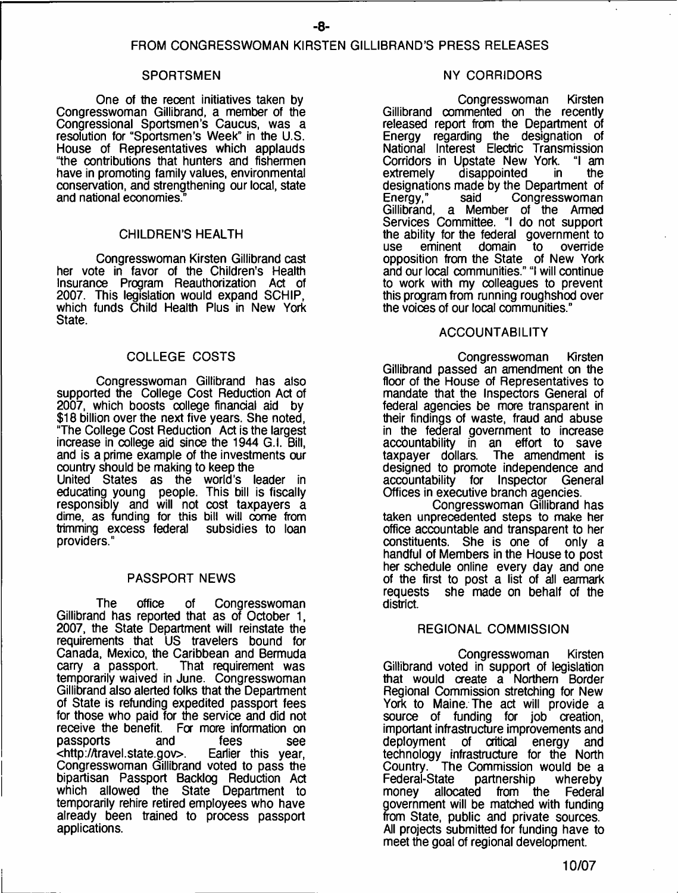## FROM CONGRESSWOMAN KIRSTEN GILLIBRAND'S PRESS RELEASES

### SPORTSMEN

One of the recent initiatives taken by Congresswoman Gillibrand, a member of the Congressional Sportsmen's Caucus, was a resolution for "Sportsmen's Week" in the U.S. House of Representatives which applauds "the contributions that hunters and fishermen have in promoting family values, environmental conservation, and strengthening our local, state and national economies."

### CHILDREN'S HEALTH

Congresswoman Kirsten Gillibrand cast her vote in favor of the Children's Health Insurance Program Reauthorization Act of 2007. This legislation would expand SCHIP, which funds Child Health Plus in New York State.

### COLLEGE COSTS

Congresswoman Gillibrand has also supported the College Cost Reduction Act of 2007, which boosts college financial aid by $18 billion over the next five years. She noted, "The College Cost Reduction Act is the largest increase in college aid since the 1944 G.I. Bill, and is a prime example of the investments our country should be making to keep the United States as the world's leader in educating young people. This bill is fiscally responsibly and will not cost taxpayers a dime, as funding for this bill will come from trimming excess federal subsidies to loan providers."

### PASSPORT NEWS

The office of Congresswoman Gillibrand has reported that as of October 1, 2007, the State Department will reinstate the requirements that US travelers bound for Canada, Mexico, the Caribbean and Bermuda carry a passport. That requirement was temporarily waived in June. Congresswoman Gillibrand also alerted folks that the Department of State is refunding expedited passport fees for those who paid for the service and did not receive the benefit. For more information on passports and fees see <http://travel.state.gov>. Earlier this year, Congresswoman Gillibrand voted to pass the bipartisan Passport Backlog Reduction Act which allowed the State Department to temporarily rehire retired employees who have already been trained to process passport applications.

### NY CORRIDORS

Congresswoman Kirsten Gillibrand commented on the recently released report from the Department of Energy regarding the designation of National Interest Electric Transmission Corridors in Upstate New York. "I am extremely disappointed in the designations made by the Department of Energy," said Congresswoman Gillibrand, a Member of the Armed Services Committee. "I do not support the ability for the federal government to use eminent domain to override opposition from the State of New York and our local communities." "I will continue to work with my colleagues to prevent this program from running roughshod over the voices of our local communities."

### ACCOUNTABILITY

Congresswoman Kirsten Gillibrand passed an amendment on the floor of the House of Representatives to mandate that the Inspectors General of federal agencies be more transparent in their findings of waste, fraud and abuse in the federal government to increase accountability in an effort to save taxpayer dollars. The amendment is designed to promote independence and accountability for Inspector General Offices in executive branch agencies.

Congresswoman Gillibrand has taken unprecedented steps to make her office accountable and transparent to her constituents. She is one of only a handful of Members in the House to post her schedule online every day and one of the first to post a list of all earmark requests she made on behalf of the district.

### REGIONAL COMMISSION

Congresswoman Kirsten Gillibrand voted in support of legislation that would create a Northern Border Regional Commission stretching for New York to Maine. The act will provide a source of funding for job creation, important infrastructure improvements and deployment of critical energy and technology infrastructure for the North Country. The Commission would be a Federal-State partnership whereby money allocated from the Federal government will be matched with funding from State, public and private sources. All projects submitted for funding have to meet the goal of regional development.

10/07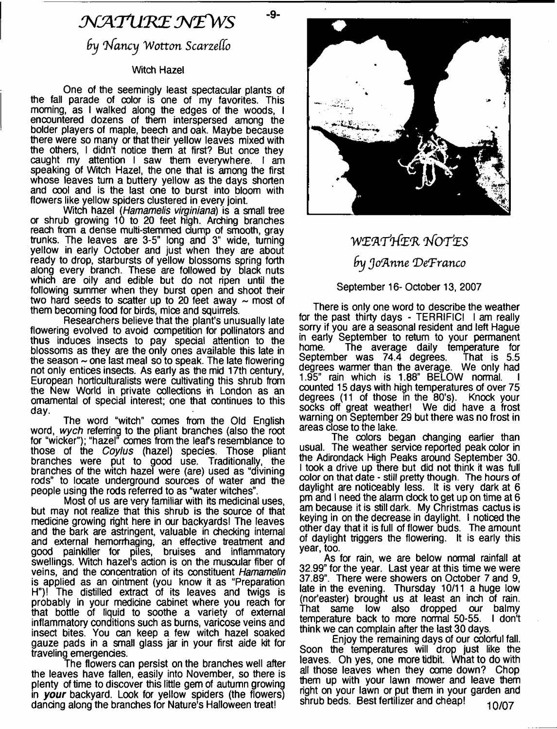# NATURE NEWS

## by Nancy Wotton Scarzello

### Witch Hazel

One of the seemingly least spectacular plants of the fall parade of color is one of my favorites. This morning, as I walked along the edges of the woods, I encountered dozens of them interspersed among the bolder players of maple, beech and oak. Maybe because there were so many or that their yellow leaves mixed with the others, I didn't notice them at first? But once they caught my attention I saw them everywhere. I am speaking of Witch Hazel, the one that is among the first whose leaves turn a buttery yellow as the days shorten and cool and is the last one to burst into bloom with flowers like yellow spiders clustered in every joint.

Witch hazel (*Hamamelis virginiana*) is a small tree or shrub growing 10 to 20 feet high. Arching branches reach from a dense multi-stemmed clump of smooth, gray trunks. The leaves are 3-5" long and 3" wide, turning yellow in early October and just when they are about ready to drop, starbursts of yellow blossoms spring forth along every branch. These are followed by black nuts which are oily and edible but do not ripen until the following summer when they burst open and shoot their two hard seeds to scatter up to 20 feet away ~ most of them becoming food for birds, mice and squirrels.

Researchers believe that the plant's unusually late flowering evolved to avoid competition for pollinators and thus induces insects to pay special attention to the blossoms as they are the only ones available this late in the season ~ one last meal so to speak. The late flowering not only entices insects. As early as the mid 17th century, European horticulturalists were cultivating this shrub from the New World in private collections in London as an ornamental of special interest; one that continues to this day.

The word "witch" comes from the Old English word, *wych* referring to the pliant branches (also the root for "wicker"); "hazel" comes from the leaf's resemblance to those of the *Coylus* (hazel) species. Those pliant branches were put to good use. Traditionally, the branches of the witch hazel were (are) used as "divining rods" to locate underground sources of water and the people using the rods referred to as "water witches".

Most of us are very familiar with its medicinal uses, but may not realize that this shrub is the source of that medicine growing right here in our backyards! The leaves and the bark are astringent, valuable in checking internal and external hemorrhaging, an effective treatment and good painkiller for piles, bruises and inflammatory swellings. Witch hazel's action is on the muscular fiber of veins, and the concentration of its constituent *Hamamelin* is applied as an ointment (you know it as "Preparation H")! The distilled extract of its leaves and twigs is probably in your medicine cabinet where you reach for that bottle of liquid to soothe a variety of external inflammatory conditions such as burns, varicose veins and insect bites. You can keep a few witch hazel soaked gauze pads in a small glass jar in your first aide kit for traveling emergencies.

The flowers can persist on the branches well after the leaves have fallen, easily into November, so there is plenty of time to discover this little gem of autumn growing in ***your*** backyard. Look for yellow spiders (the flowers) dancing along the branches for Nature's Halloween treat!

# WEATHER NOTES

## by JoAnne DeFranco

September 16- October 13, 2007

There is only one word to describe the weather for the past thirty days - TERRIFIC! I am really sorry if you are a seasonal resident and left Hague in early September to return to your permanent home. The average daily temperature for September was 74.4 degrees. That is 5.5 degrees warmer than the average. We only had 1.95" rain which is 1.88" BELOW normal. I counted 15 days with high temperatures of over 75 degrees (11 of those in the 80's). Knock your socks off great weather! We did have a frost warning on September 29 but there was no frost in areas close to the lake.

The colors began changing earlier than usual. The weather service reported peak color in the Adirondack High Peaks around September 30. I took a drive up there but did not think it was full color on that date - still pretty though. The hours of daylight are noticeably less. It is very dark at 6 pm and I need the alarm clock to get up on time at 6 am because it is still dark. My Christmas cactus is keying in on the decrease in daylight. I noticed the other day that it is full of flower buds. The amount of daylight triggers the flowering. It is early this year, too.

As for rain, we are below normal rainfall at 32.99" for the year. Last year at this time we were 37.89". There were showers on October 7 and 9, late in the evening. Thursday 10/11 a huge low (nor'easter) brought us at least an inch of rain. That same low also dropped our balmy temperature back to more normal 50-55. I don't think we can complain after the last 30 days.

Enjoy the remaining days of our colorful fall. Soon the temperatures will drop just like the leaves. Oh yes, one more tidbit. What to do with all those leaves when they come down? Chop them up with your lawn mower and leave them right on your lawn or put them in your garden and shrub beds. Best fertilizer and cheap!

10/07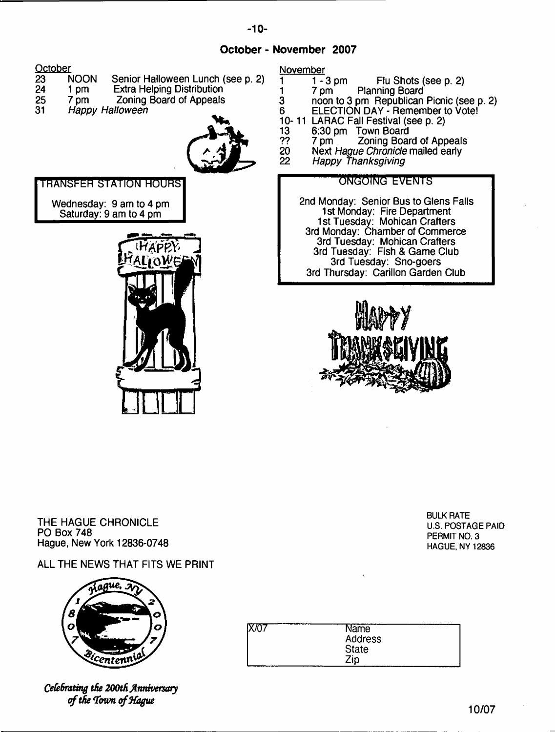## October - November 2007

**October**

| | | |
|---|---|---|
| 23 | NOON | Senior Halloween Lunch (see p. 2) |
| 24 | 1 pm | Extra Helping Distribution |
| 25 | 7 pm | Zoning Board of Appeals |
| 31 | | *Happy Halloween* |

**November**

| | | |
|---|---|---|
| 1 | 1 - 3 pm | Flu Shots (see p. 2) |
| 1 | 7 pm | Planning Board |
| 3 | | noon to 3 pm Republican Picnic (see p. 2) |
| 6 | | ELECTION DAY - Remember to Vote! |
| 10- 11 | | LARAC Fall Festival (see p. 2) |
| 13 | 6:30 pm | Town Board |
| ?? | 7 pm | Zoning Board of Appeals |
| 20 | | Next *Hague Chronicle* mailed early |
| 22 | | *Happy Thanksgiving* |

**TRANSFER STATION HOURS**

Wednesday: 9 am to 4 pm
Saturday: 9 am to 4 pm

**ONGOING EVENTS**

2nd Monday: Senior Bus to Glens Falls
1st Monday: Fire Department
1st Tuesday: Mohican Crafters
3rd Monday: Chamber of Commerce
3rd Tuesday: Mohican Crafters
3rd Tuesday: Fish & Game Club
3rd Tuesday: Sno-goers
3rd Thursday: Carillon Garden Club

THE HAGUE CHRONICLE
PO Box 748
Hague, New York 12836-0748

ALL THE NEWS THAT FITS WE PRINT

*Celebrating the 200th Anniversary of the Town of Hague*

BULK RATE
U.S. POSTAGE PAID
PERMIT NO. 3
HAGUE, NY 12836

X/07 Name
Address
State
Zip

10/07